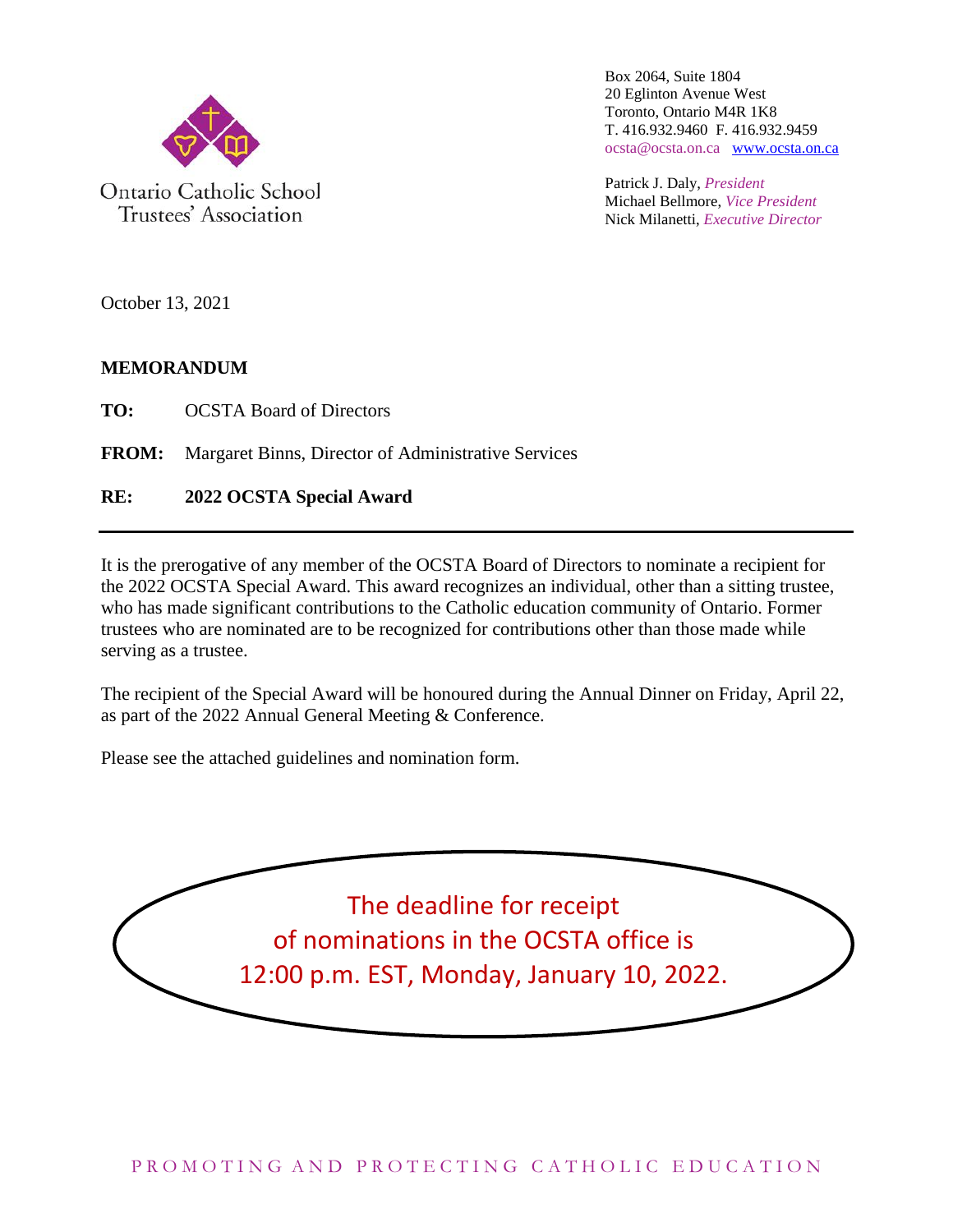Ontario Catholic School Trustees' Association

Box 2064, Suite 1804
20 Eglinton Avenue West
Toronto, Ontario M4R 1K8
T. 416.932.9460 F. 416.932.9459
ocsta@ocsta.on.ca [www.ocsta.on.ca](http://www.ocsta.on.ca)

Patrick J. Daly, *President*
Michael Bellmore, *Vice President*
Nick Milanetti, *Executive Director*

October 13, 2021

**MEMORANDUM**

**TO:** OCSTA Board of Directors

**FROM:** Margaret Binns, Director of Administrative Services

**RE:** **2022 OCSTA Special Award**

---

It is the prerogative of any member of the OCSTA Board of Directors to nominate a recipient for the 2022 OCSTA Special Award. This award recognizes an individual, other than a sitting trustee, who has made significant contributions to the Catholic education community of Ontario. Former trustees who are nominated are to be recognized for contributions other than those made while serving as a trustee.

The recipient of the Special Award will be honoured during the Annual Dinner on Friday, April 22, as part of the 2022 Annual General Meeting & Conference.

Please see the attached guidelines and nomination form.

The deadline for receipt of nominations in the OCSTA office is 12:00 p.m. EST, Monday, January 10, 2022.

PROMOTING AND PROTECTING CATHOLIC EDUCATION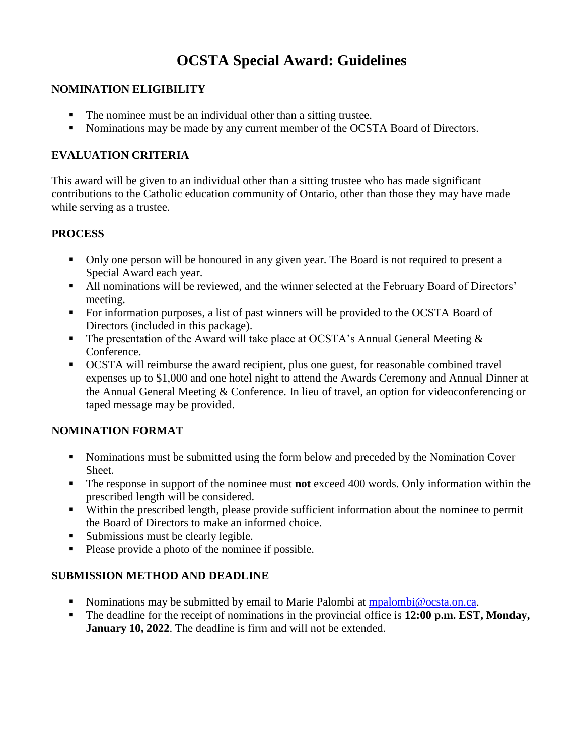# OCSTA Special Award: Guidelines

## NOMINATION ELIGIBILITY

- The nominee must be an individual other than a sitting trustee.
- Nominations may be made by any current member of the OCSTA Board of Directors.

## EVALUATION CRITERIA

This award will be given to an individual other than a sitting trustee who has made significant contributions to the Catholic education community of Ontario, other than those they may have made while serving as a trustee.

## PROCESS

- Only one person will be honoured in any given year. The Board is not required to present a Special Award each year.
- All nominations will be reviewed, and the winner selected at the February Board of Directors' meeting.
- For information purposes, a list of past winners will be provided to the OCSTA Board of Directors (included in this package).
- The presentation of the Award will take place at OCSTA's Annual General Meeting & Conference.
- OCSTA will reimburse the award recipient, plus one guest, for reasonable combined travel expenses up to $1,000 and one hotel night to attend the Awards Ceremony and Annual Dinner at the Annual General Meeting & Conference. In lieu of travel, an option for videoconferencing or taped message may be provided.

## NOMINATION FORMAT

- Nominations must be submitted using the form below and preceded by the Nomination Cover Sheet.
- The response in support of the nominee must **not** exceed 400 words. Only information within the prescribed length will be considered.
- Within the prescribed length, please provide sufficient information about the nominee to permit the Board of Directors to make an informed choice.
- Submissions must be clearly legible.
- Please provide a photo of the nominee if possible.

## SUBMISSION METHOD AND DEADLINE

- Nominations may be submitted by email to Marie Palombi at [mpalombi@ocsta.on.ca](mailto:mpalombi@ocsta.on.ca).
- The deadline for the receipt of nominations in the provincial office is **12:00 p.m. EST, Monday, January 10, 2022**. The deadline is firm and will not be extended.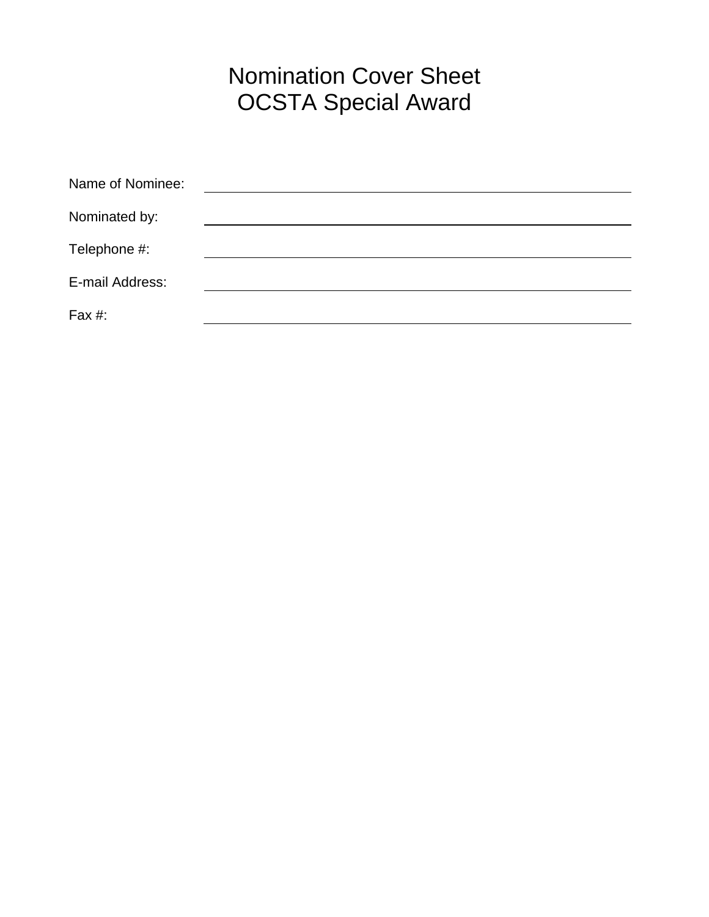# Nomination Cover Sheet
# OCSTA Special Award

Name of Nominee: ____________________________________________

Nominated by: ____________________________________________

Telephone #: ____________________________________________

E-mail Address: ____________________________________________

Fax #: ____________________________________________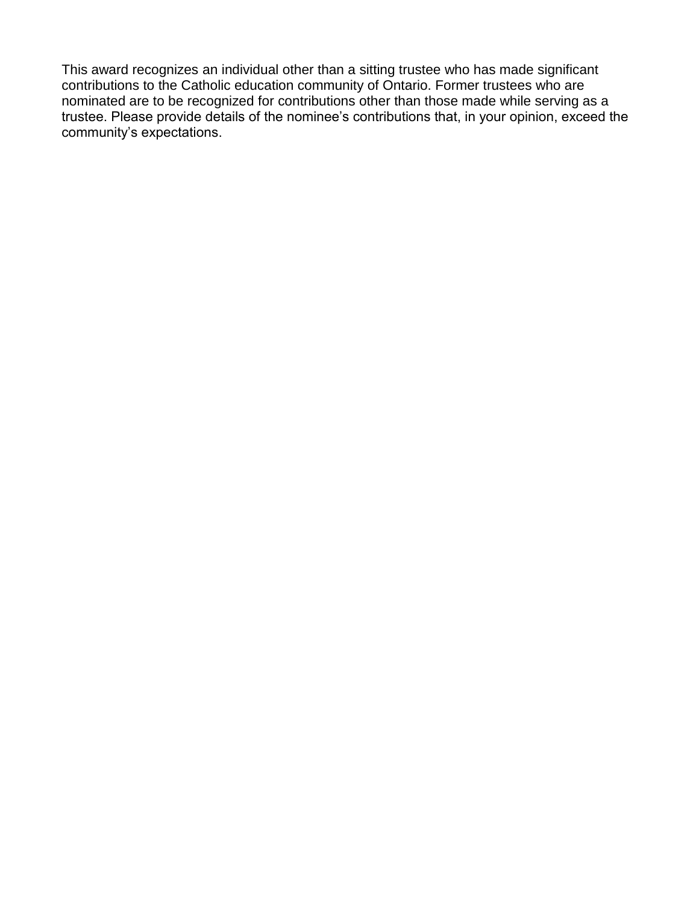This award recognizes an individual other than a sitting trustee who has made significant contributions to the Catholic education community of Ontario. Former trustees who are nominated are to be recognized for contributions other than those made while serving as a trustee. Please provide details of the nominee's contributions that, in your opinion, exceed the community's expectations.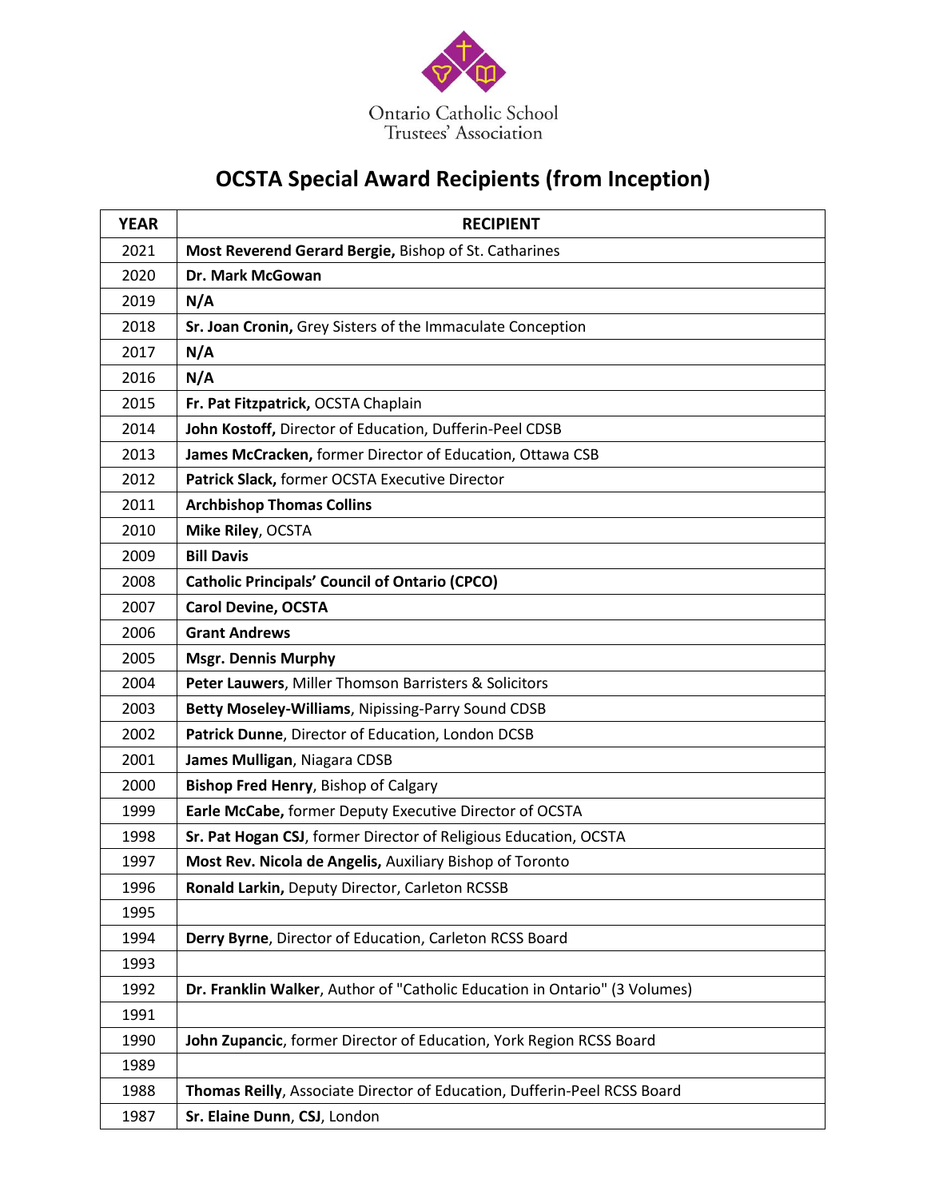Ontario Catholic School Trustees' Association

# OCSTA Special Award Recipients (from Inception)

| YEAR | RECIPIENT |
|---|---|
| 2021 | **Most Reverend Gerard Bergie,** Bishop of St. Catharines |
| 2020 | **Dr. Mark McGowan** |
| 2019 | **N/A** |
| 2018 | **Sr. Joan Cronin,** Grey Sisters of the Immaculate Conception |
| 2017 | **N/A** |
| 2016 | **N/A** |
| 2015 | **Fr. Pat Fitzpatrick,** OCSTA Chaplain |
| 2014 | **John Kostoff,** Director of Education, Dufferin-Peel CDSB |
| 2013 | **James McCracken,** former Director of Education, Ottawa CSB |
| 2012 | **Patrick Slack,** former OCSTA Executive Director |
| 2011 | **Archbishop Thomas Collins** |
| 2010 | **Mike Riley**, OCSTA |
| 2009 | **Bill Davis** |
| 2008 | **Catholic Principals' Council of Ontario (CPCO)** |
| 2007 | **Carol Devine, OCSTA** |
| 2006 | **Grant Andrews** |
| 2005 | **Msgr. Dennis Murphy** |
| 2004 | **Peter Lauwers**, Miller Thomson Barristers & Solicitors |
| 2003 | **Betty Moseley-Williams**, Nipissing-Parry Sound CDSB |
| 2002 | **Patrick Dunne**, Director of Education, London DCSB |
| 2001 | **James Mulligan**, Niagara CDSB |
| 2000 | **Bishop Fred Henry**, Bishop of Calgary |
| 1999 | **Earle McCabe,** former Deputy Executive Director of OCSTA |
| 1998 | **Sr. Pat Hogan CSJ**, former Director of Religious Education, OCSTA |
| 1997 | **Most Rev. Nicola de Angelis,** Auxiliary Bishop of Toronto |
| 1996 | **Ronald Larkin,** Deputy Director, Carleton RCSSB |
| 1995 | |
| 1994 | **Derry Byrne**, Director of Education, Carleton RCSS Board |
| 1993 | |
| 1992 | **Dr. Franklin Walker**, Author of "Catholic Education in Ontario" (3 Volumes) |
| 1991 | |
| 1990 | **John Zupancic**, former Director of Education, York Region RCSS Board |
| 1989 | |
| 1988 | **Thomas Reilly**, Associate Director of Education, Dufferin-Peel RCSS Board |
| 1987 | **Sr. Elaine Dunn**, **CSJ**, London |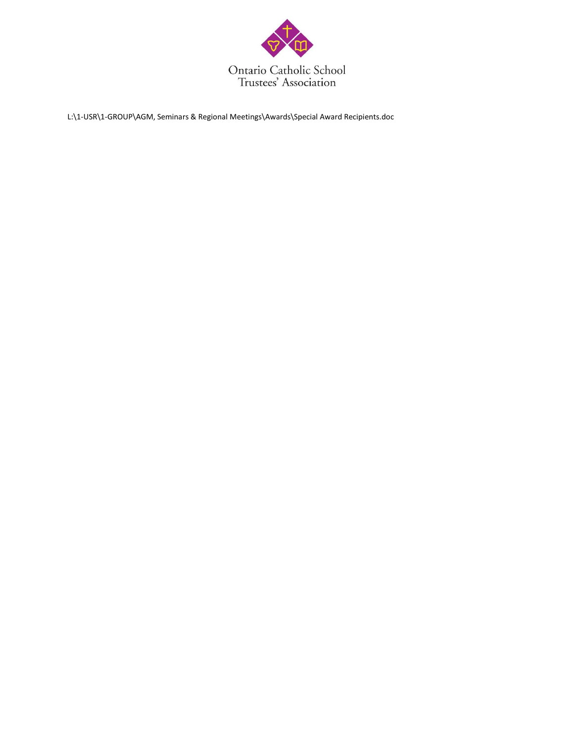Ontario Catholic School
Trustees' Association

L:\1-USR\1-GROUP\AGM, Seminars & Regional Meetings\Awards\Special Award Recipients.doc